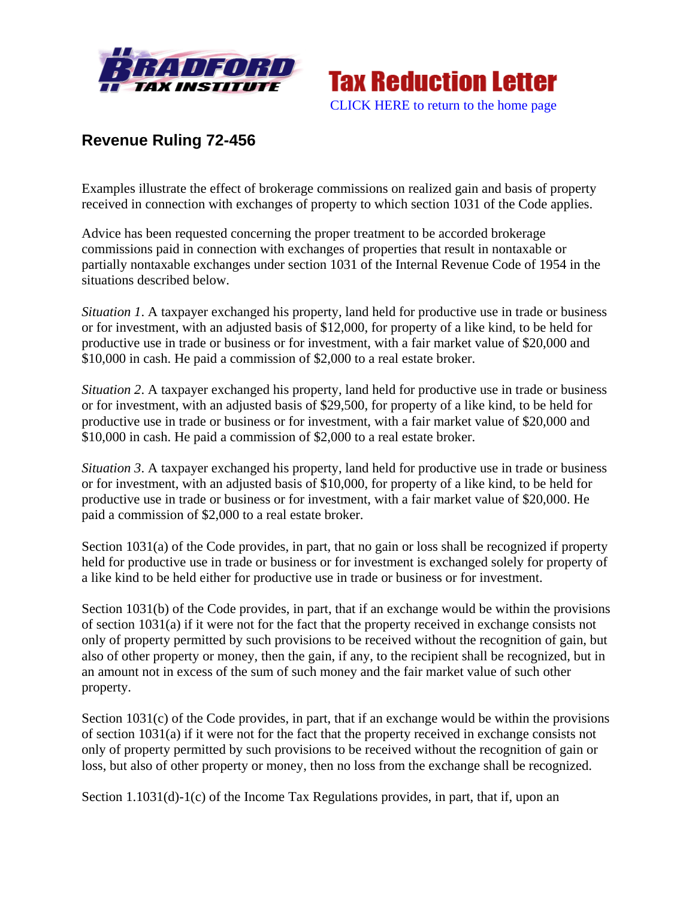# Tax Reduction Letter

CLICK HERE to return to the home page

## Revenue Ruling 72-456

Examples illustrate the effect of brokerage commissions on realized gain and basis of property received in connection with exchanges of property to which section 1031 of the Code applies.

Advice has been requested concerning the proper treatment to be accorded brokerage commissions paid in connection with exchanges of properties that result in nontaxable or partially nontaxable exchanges under section 1031 of the Internal Revenue Code of 1954 in the situations described below.

*Situation 1*. A taxpayer exchanged his property, land held for productive use in trade or business or for investment, with an adjusted basis of $12,000, for property of a like kind, to be held for productive use in trade or business or for investment, with a fair market value of $20,000 and $10,000 in cash. He paid a commission of $2,000 to a real estate broker.

*Situation 2*. A taxpayer exchanged his property, land held for productive use in trade or business or for investment, with an adjusted basis of $29,500, for property of a like kind, to be held for productive use in trade or business or for investment, with a fair market value of $20,000 and $10,000 in cash. He paid a commission of $2,000 to a real estate broker.

*Situation 3*. A taxpayer exchanged his property, land held for productive use in trade or business or for investment, with an adjusted basis of $10,000, for property of a like kind, to be held for productive use in trade or business or for investment, with a fair market value of $20,000. He paid a commission of $2,000 to a real estate broker.

Section 1031(a) of the Code provides, in part, that no gain or loss shall be recognized if property held for productive use in trade or business or for investment is exchanged solely for property of a like kind to be held either for productive use in trade or business or for investment.

Section 1031(b) of the Code provides, in part, that if an exchange would be within the provisions of section 1031(a) if it were not for the fact that the property received in exchange consists not only of property permitted by such provisions to be received without the recognition of gain, but also of other property or money, then the gain, if any, to the recipient shall be recognized, but in an amount not in excess of the sum of such money and the fair market value of such other property.

Section 1031(c) of the Code provides, in part, that if an exchange would be within the provisions of section 1031(a) if it were not for the fact that the property received in exchange consists not only of property permitted by such provisions to be received without the recognition of gain or loss, but also of other property or money, then no loss from the exchange shall be recognized.

Section 1.1031(d)-1(c) of the Income Tax Regulations provides, in part, that if, upon an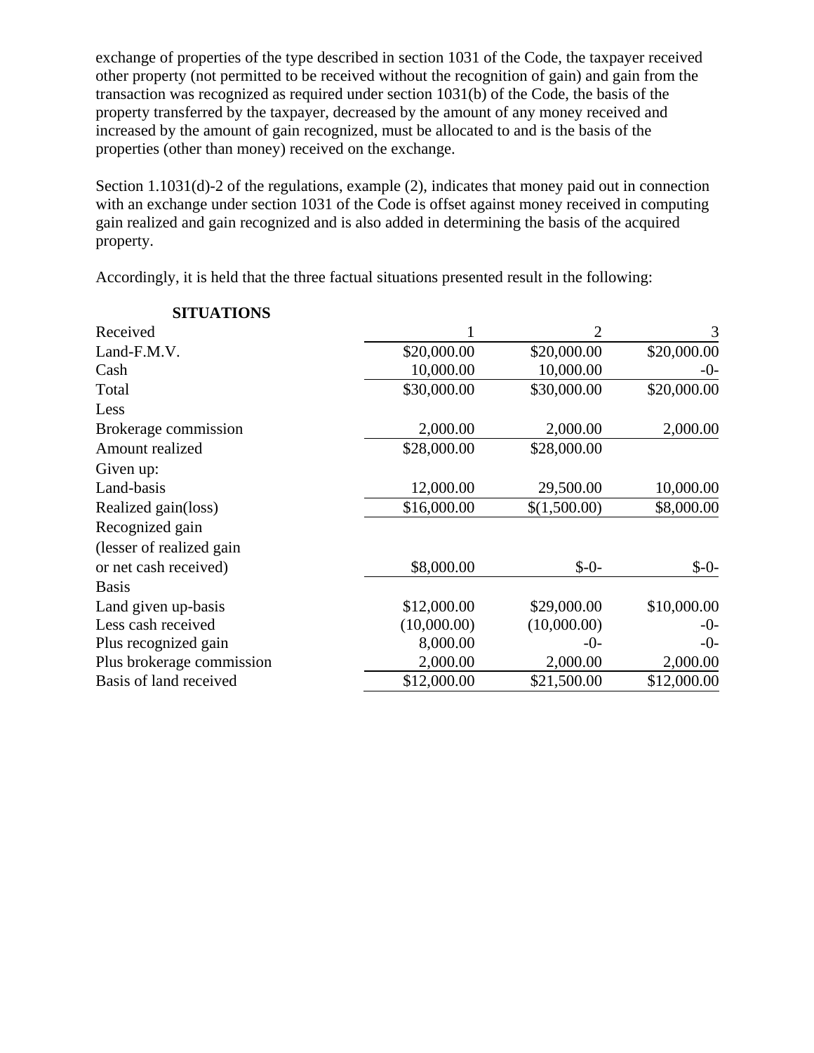exchange of properties of the type described in section 1031 of the Code, the taxpayer received other property (not permitted to be received without the recognition of gain) and gain from the transaction was recognized as required under section 1031(b) of the Code, the basis of the property transferred by the taxpayer, decreased by the amount of any money received and increased by the amount of gain recognized, must be allocated to and is the basis of the properties (other than money) received on the exchange.

Section 1.1031(d)-2 of the regulations, example (2), indicates that money paid out in connection with an exchange under section 1031 of the Code is offset against money received in computing gain realized and gain recognized and is also added in determining the basis of the acquired property.

Accordingly, it is held that the three factual situations presented result in the following:

| **SITUATIONS** | | | |
|---|---|---|---|
| Received | 1 | 2 | 3 |
| Land-F.M.V. | $20,000.00 | $20,000.00 | $20,000.00 |
| Cash | 10,000.00 | 10,000.00 | -0- |
| Total | $30,000.00 | $30,000.00 | $20,000.00 |
| Less | | | |
| Brokerage commission | 2,000.00 | 2,000.00 | 2,000.00 |
| Amount realized | $28,000.00 | $28,000.00 | |
| Given up: | | | |
| Land-basis | 12,000.00 | 29,500.00 | 10,000.00 |
| Realized gain(loss) | $16,000.00 | $(1,500.00) | $8,000.00 |
| Recognized gain (lesser of realized gain or net cash received) | $8,000.00 | $-0- | $-0- |
| Basis | | | |
| Land given up-basis | $12,000.00 | $29,000.00 | $10,000.00 |
| Less cash received | (10,000.00) | (10,000.00) | -0- |
| Plus recognized gain | 8,000.00 | -0- | -0- |
| Plus brokerage commission | 2,000.00 | 2,000.00 | 2,000.00 |
| Basis of land received | $12,000.00 | $21,500.00 | $12,000.00 |